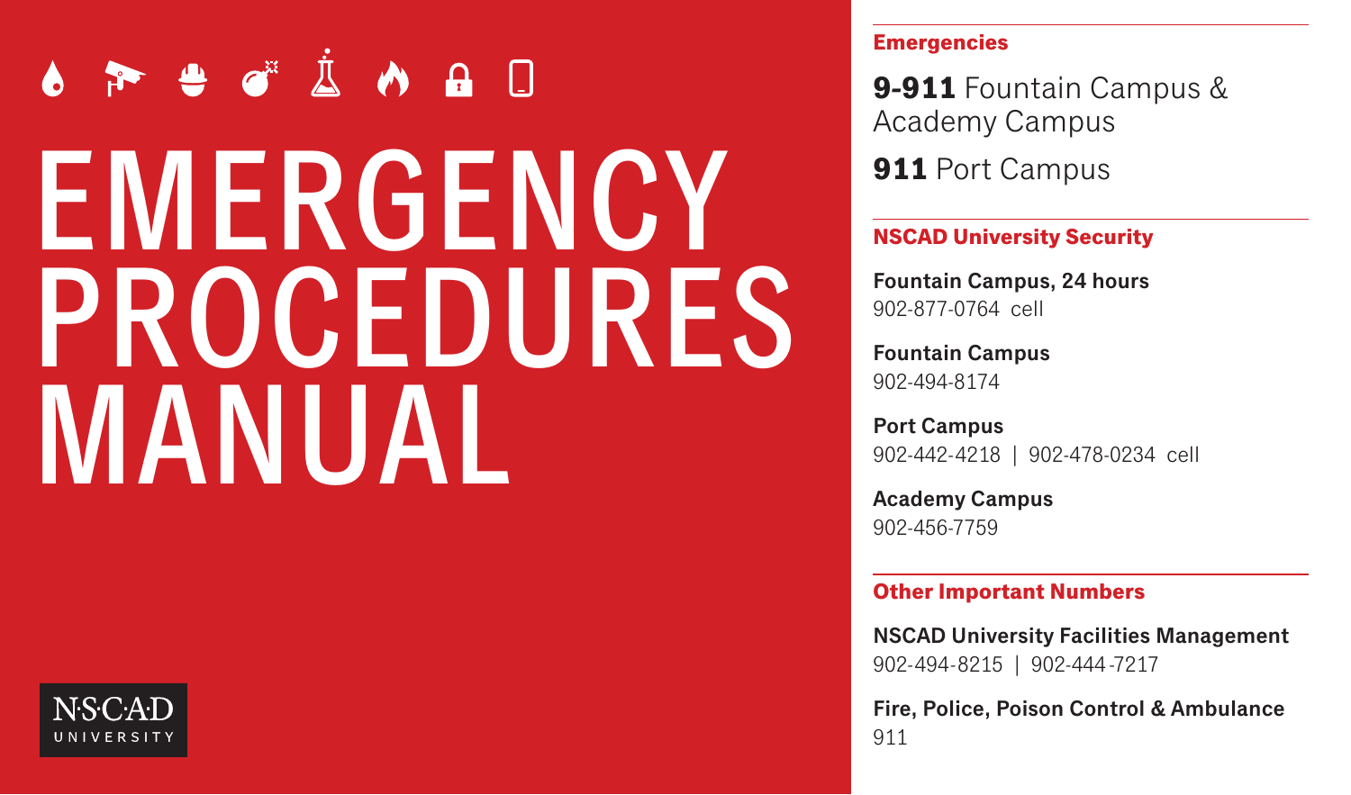# EMERGENCY PROCEDURES MANUAL

NSCAD UNIVERSITY

## Emergencies

**9-911** Fountain Campus & Academy Campus

**911** Port Campus

## NSCAD University Security

**Fountain Campus, 24 hours**
902-877-0764 cell

**Fountain Campus**
902-494-8174

**Port Campus**
902-442-4218 | 902-478-0234 cell

**Academy Campus**
902-456-7759

## Other Important Numbers

**NSCAD University Facilities Management**
902-494-8215 | 902-444-7217

**Fire, Police, Poison Control & Ambulance**
911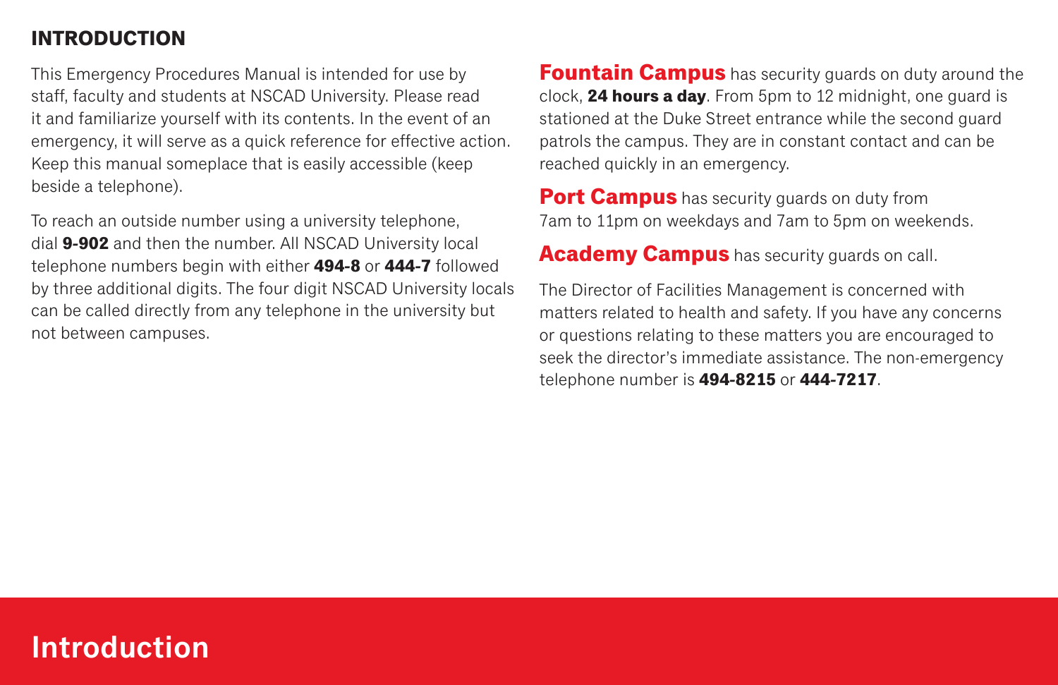## INTRODUCTION

This Emergency Procedures Manual is intended for use by staff, faculty and students at NSCAD University. Please read it and familiarize yourself with its contents. In the event of an emergency, it will serve as a quick reference for effective action. Keep this manual someplace that is easily accessible (keep beside a telephone).

To reach an outside number using a university telephone, dial **9-902** and then the number. All NSCAD University local telephone numbers begin with either **494-8** or **444-7** followed by three additional digits. The four digit NSCAD University locals can be called directly from any telephone in the university but not between campuses.

**Fountain Campus** has security guards on duty around the clock, **24 hours a day**. From 5pm to 12 midnight, one guard is stationed at the Duke Street entrance while the second guard patrols the campus. They are in constant contact and can be reached quickly in an emergency.

**Port Campus** has security guards on duty from 7am to 11pm on weekdays and 7am to 5pm on weekends.

**Academy Campus** has security guards on call.

The Director of Facilities Management is concerned with matters related to health and safety. If you have any concerns or questions relating to these matters you are encouraged to seek the director's immediate assistance. The non-emergency telephone number is **494-8215** or **444-7217**.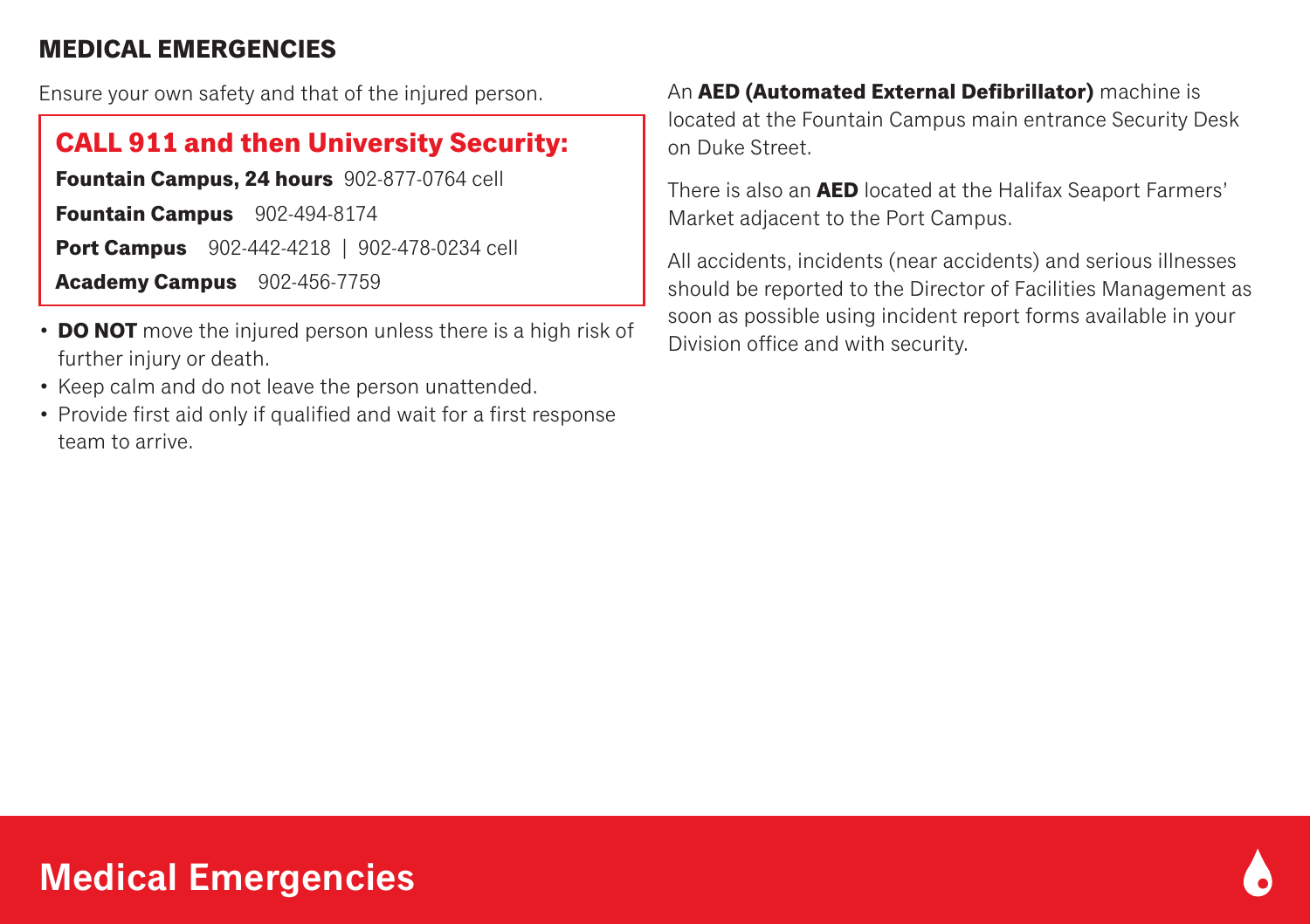## MEDICAL EMERGENCIES

Ensure your own safety and that of the injured person.

### CALL 911 and then University Security:

**Fountain Campus, 24 hours** 902-877-0764 cell

**Fountain Campus** 902-494-8174

**Port Campus** 902-442-4218 | 902-478-0234 cell

**Academy Campus** 902-456-7759

- **DO NOT** move the injured person unless there is a high risk of further injury or death.
- Keep calm and do not leave the person unattended.
- Provide first aid only if qualified and wait for a first response team to arrive.

An **AED (Automated External Defibrillator)** machine is located at the Fountain Campus main entrance Security Desk on Duke Street.

There is also an **AED** located at the Halifax Seaport Farmers' Market adjacent to the Port Campus.

All accidents, incidents (near accidents) and serious illnesses should be reported to the Director of Facilities Management as soon as possible using incident report forms available in your Division office and with security.

# Medical Emergencies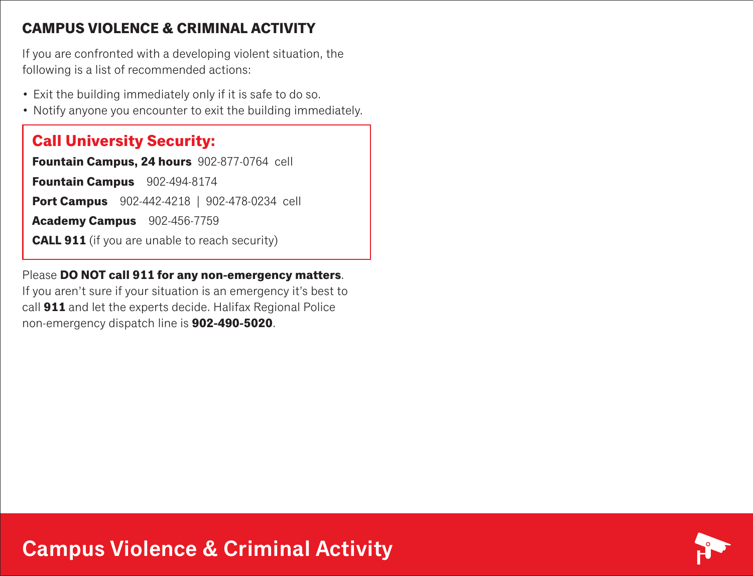## CAMPUS VIOLENCE & CRIMINAL ACTIVITY

If you are confronted with a developing violent situation, the following is a list of recommended actions:

- Exit the building immediately only if it is safe to do so.
- Notify anyone you encounter to exit the building immediately.

### Call University Security:

**Fountain Campus, 24 hours** 902-877-0764 cell

**Fountain Campus** 902-494-8174

**Port Campus** 902-442-4218 | 902-478-0234 cell

**Academy Campus** 902-456-7759

**CALL 911** (if you are unable to reach security)

Please **DO NOT call 911 for any non-emergency matters**. If you aren't sure if your situation is an emergency it's best to call **911** and let the experts decide. Halifax Regional Police non-emergency dispatch line is **902-490-5020**.

# Campus Violence & Criminal Activity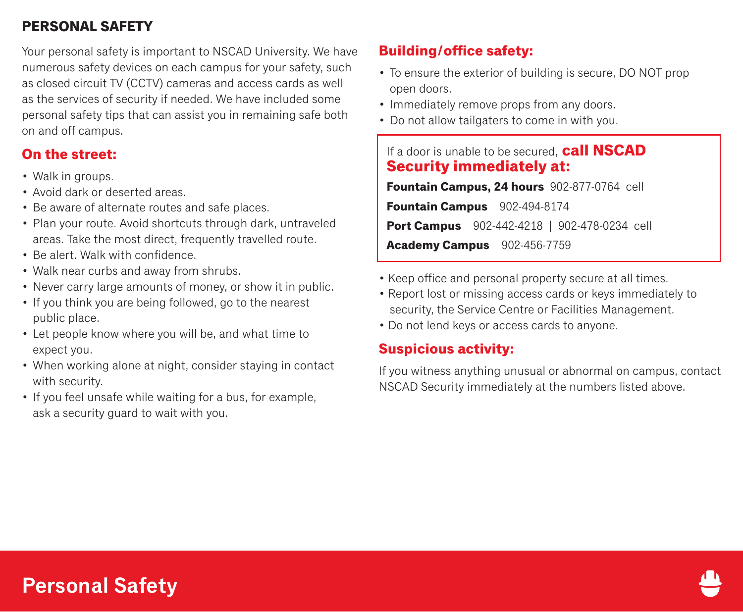## PERSONAL SAFETY

Your personal safety is important to NSCAD University. We have numerous safety devices on each campus for your safety, such as closed circuit TV (CCTV) cameras and access cards as well as the services of security if needed. We have included some personal safety tips that can assist you in remaining safe both on and off campus.

### On the street:

- Walk in groups.
- Avoid dark or deserted areas.
- Be aware of alternate routes and safe places.
- Plan your route. Avoid shortcuts through dark, untraveled areas. Take the most direct, frequently travelled route.
- Be alert. Walk with confidence.
- Walk near curbs and away from shrubs.
- Never carry large amounts of money, or show it in public.
- If you think you are being followed, go to the nearest public place.
- Let people know where you will be, and what time to expect you.
- When working alone at night, consider staying in contact with security.
- If you feel unsafe while waiting for a bus, for example, ask a security guard to wait with you.

### Building/office safety:

- To ensure the exterior of building is secure, DO NOT prop open doors.
- Immediately remove props from any doors.
- Do not allow tailgaters to come in with you.

If a door is unable to be secured, **call NSCAD Security immediately at:**

**Fountain Campus, 24 hours** 902-877-0764 cell

**Fountain Campus** 902-494-8174

**Port Campus** 902-442-4218 | 902-478-0234 cell

**Academy Campus** 902-456-7759

- Keep office and personal property secure at all times.
- Report lost or missing access cards or keys immediately to security, the Service Centre or Facilities Management.
- Do not lend keys or access cards to anyone.

### Suspicious activity:

If you witness anything unusual or abnormal on campus, contact NSCAD Security immediately at the numbers listed above.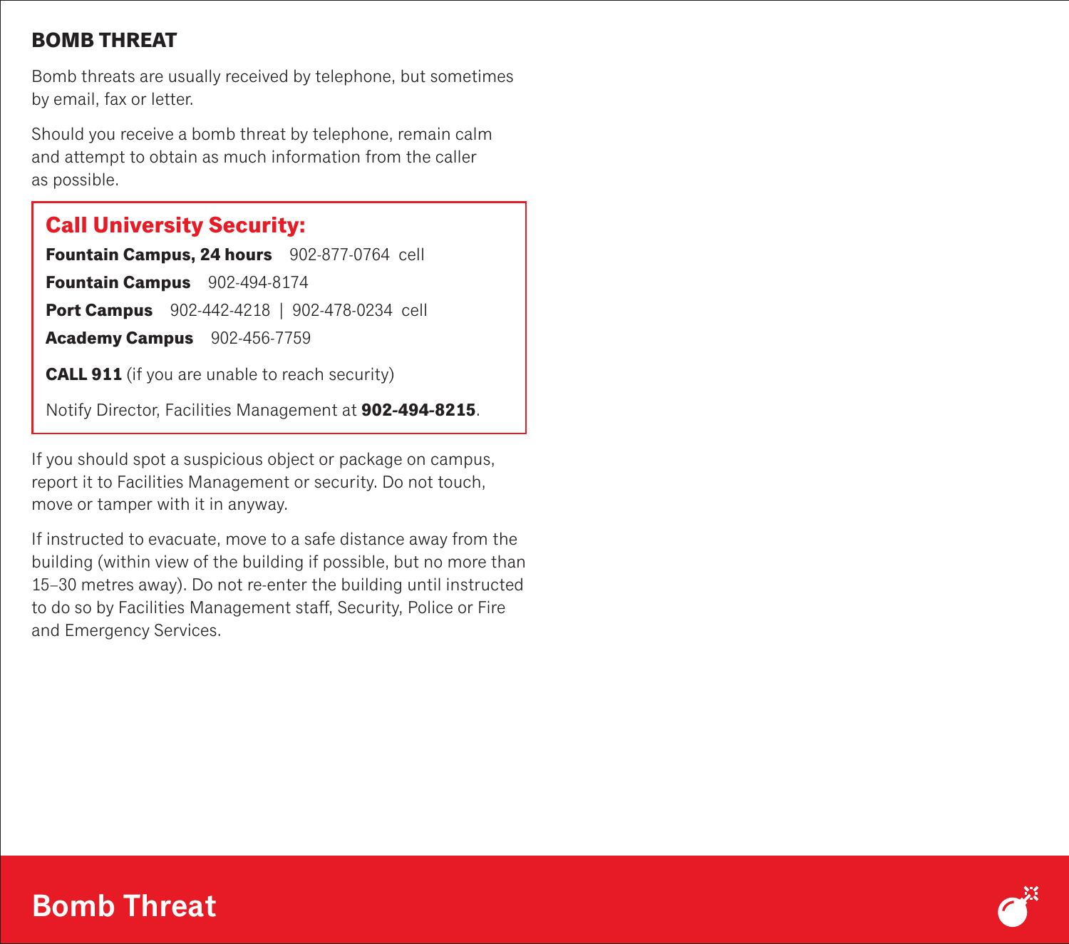## BOMB THREAT

Bomb threats are usually received by telephone, but sometimes by email, fax or letter.

Should you receive a bomb threat by telephone, remain calm and attempt to obtain as much information from the caller as possible.

### Call University Security:

**Fountain Campus, 24 hours** 902-877-0764 cell

**Fountain Campus** 902-494-8174

**Port Campus** 902-442-4218 | 902-478-0234 cell

**Academy Campus** 902-456-7759

**CALL 911** (if you are unable to reach security)

Notify Director, Facilities Management at **902-494-8215**.

If you should spot a suspicious object or package on campus, report it to Facilities Management or security. Do not touch, move or tamper with it in anyway.

If instructed to evacuate, move to a safe distance away from the building (within view of the building if possible, but no more than 15–30 metres away). Do not re-enter the building until instructed to do so by Facilities Management staff, Security, Police or Fire and Emergency Services.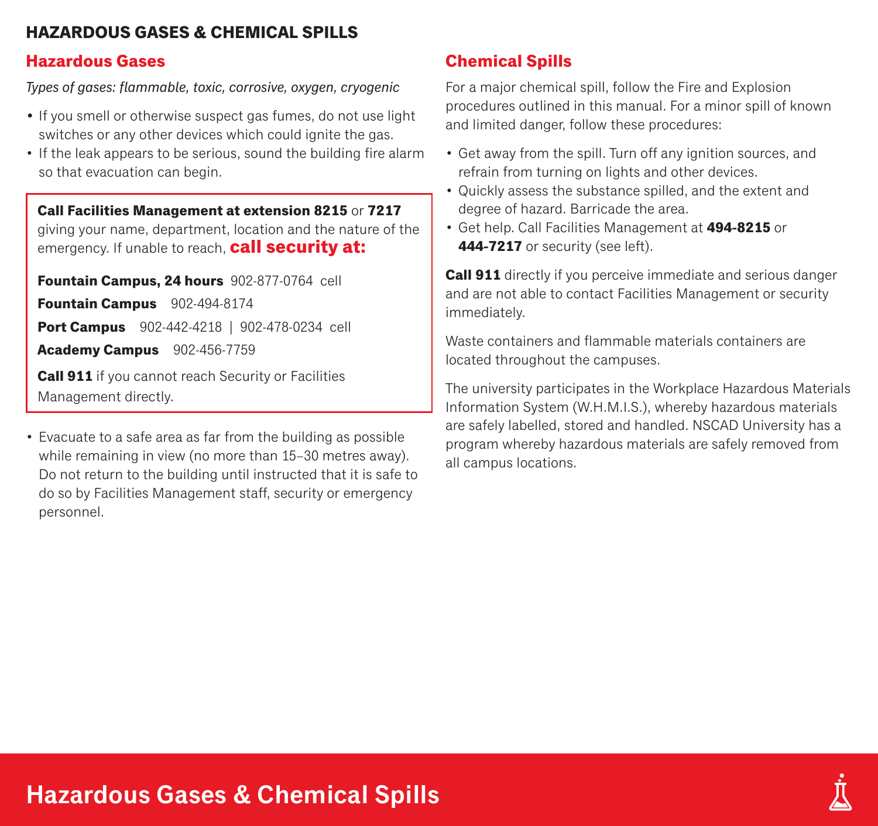# HAZARDOUS GASES & CHEMICAL SPILLS

## Hazardous Gases

*Types of gases: flammable, toxic, corrosive, oxygen, cryogenic*

- If you smell or otherwise suspect gas fumes, do not use light switches or any other devices which could ignite the gas.
- If the leak appears to be serious, sound the building fire alarm so that evacuation can begin.

**Call Facilities Management at extension 8215** or **7217** giving your name, department, location and the nature of the emergency. If unable to reach, **call security at:**

**Fountain Campus, 24 hours** 902-877-0764 cell

**Fountain Campus** 902-494-8174

**Port Campus** 902-442-4218 | 902-478-0234 cell

**Academy Campus** 902-456-7759

**Call 911** if you cannot reach Security or Facilities Management directly.

- Evacuate to a safe area as far from the building as possible while remaining in view (no more than 15–30 metres away). Do not return to the building until instructed that it is safe to do so by Facilities Management staff, security or emergency personnel.

## Chemical Spills

For a major chemical spill, follow the Fire and Explosion procedures outlined in this manual. For a minor spill of known and limited danger, follow these procedures:

- Get away from the spill. Turn off any ignition sources, and refrain from turning on lights and other devices.
- Quickly assess the substance spilled, and the extent and degree of hazard. Barricade the area.
- Get help. Call Facilities Management at **494-8215** or **444-7217** or security (see left).

**Call 911** directly if you perceive immediate and serious danger and are not able to contact Facilities Management or security immediately.

Waste containers and flammable materials containers are located throughout the campuses.

The university participates in the Workplace Hazardous Materials Information System (W.H.M.I.S.), whereby hazardous materials are safely labelled, stored and handled. NSCAD University has a program whereby hazardous materials are safely removed from all campus locations.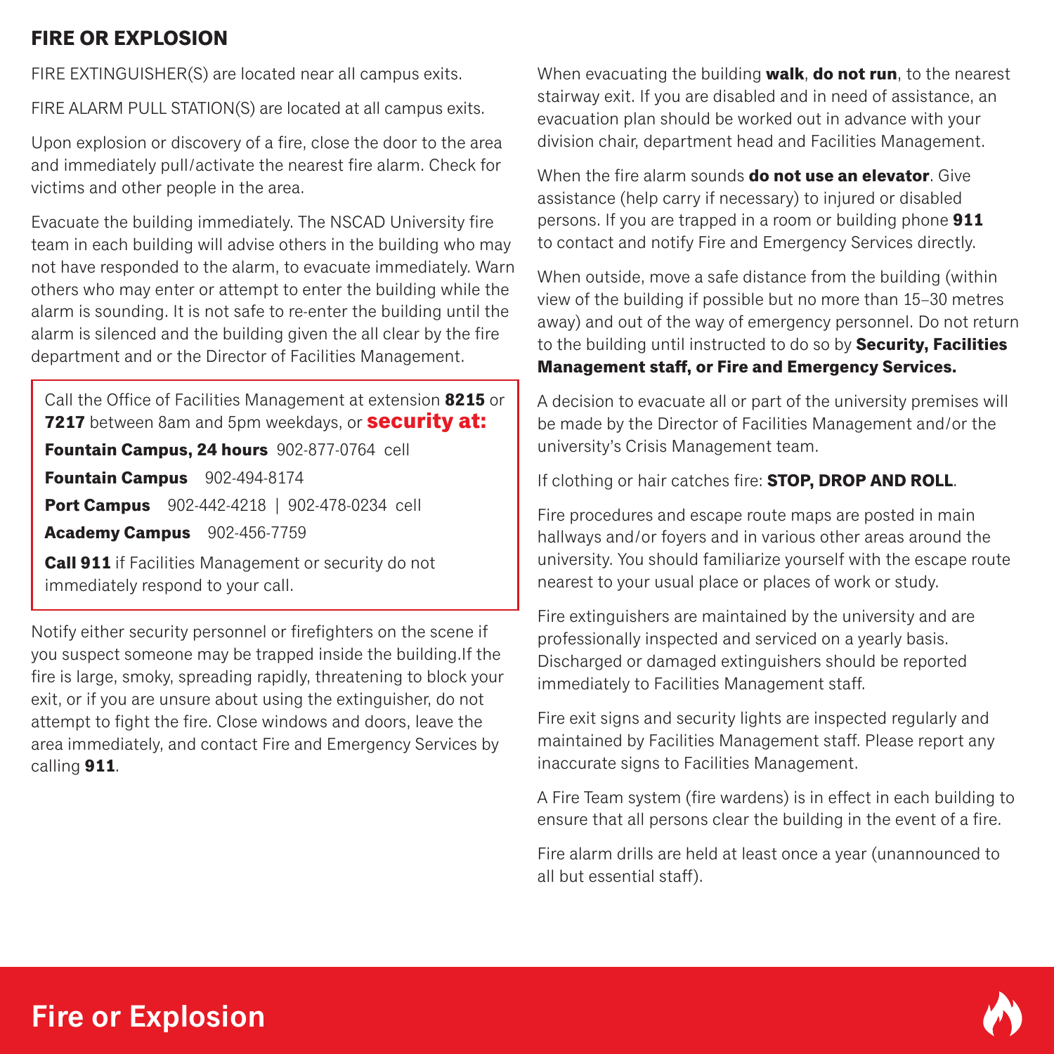## FIRE OR EXPLOSION

FIRE EXTINGUISHER(S) are located near all campus exits.

FIRE ALARM PULL STATION(S) are located at all campus exits.

Upon explosion or discovery of a fire, close the door to the area and immediately pull/activate the nearest fire alarm. Check for victims and other people in the area.

Evacuate the building immediately. The NSCAD University fire team in each building will advise others in the building who may not have responded to the alarm, to evacuate immediately. Warn others who may enter or attempt to enter the building while the alarm is sounding. It is not safe to re-enter the building until the alarm is silenced and the building given the all clear by the fire department and or the Director of Facilities Management.

Call the Office of Facilities Management at extension **8215** or **7217** between 8am and 5pm weekdays, or **security at:**

**Fountain Campus, 24 hours** 902-877-0764 cell

**Fountain Campus** 902-494-8174

**Port Campus** 902-442-4218 | 902-478-0234 cell

**Academy Campus** 902-456-7759

**Call 911** if Facilities Management or security do not immediately respond to your call.

Notify either security personnel or firefighters on the scene if you suspect someone may be trapped inside the building.If the fire is large, smoky, spreading rapidly, threatening to block your exit, or if you are unsure about using the extinguisher, do not attempt to fight the fire. Close windows and doors, leave the area immediately, and contact Fire and Emergency Services by calling **911**.

When evacuating the building **walk**, **do not run**, to the nearest stairway exit. If you are disabled and in need of assistance, an evacuation plan should be worked out in advance with your division chair, department head and Facilities Management.

When the fire alarm sounds **do not use an elevator**. Give assistance (help carry if necessary) to injured or disabled persons. If you are trapped in a room or building phone **911** to contact and notify Fire and Emergency Services directly.

When outside, move a safe distance from the building (within view of the building if possible but no more than 15–30 metres away) and out of the way of emergency personnel. Do not return to the building until instructed to do so by **Security, Facilities Management staff, or Fire and Emergency Services.**

A decision to evacuate all or part of the university premises will be made by the Director of Facilities Management and/or the university's Crisis Management team.

If clothing or hair catches fire: **STOP, DROP AND ROLL**.

Fire procedures and escape route maps are posted in main hallways and/or foyers and in various other areas around the university. You should familiarize yourself with the escape route nearest to your usual place or places of work or study.

Fire extinguishers are maintained by the university and are professionally inspected and serviced on a yearly basis. Discharged or damaged extinguishers should be reported immediately to Facilities Management staff.

Fire exit signs and security lights are inspected regularly and maintained by Facilities Management staff. Please report any inaccurate signs to Facilities Management.

A Fire Team system (fire wardens) is in effect in each building to ensure that all persons clear the building in the event of a fire.

Fire alarm drills are held at least once a year (unannounced to all but essential staff).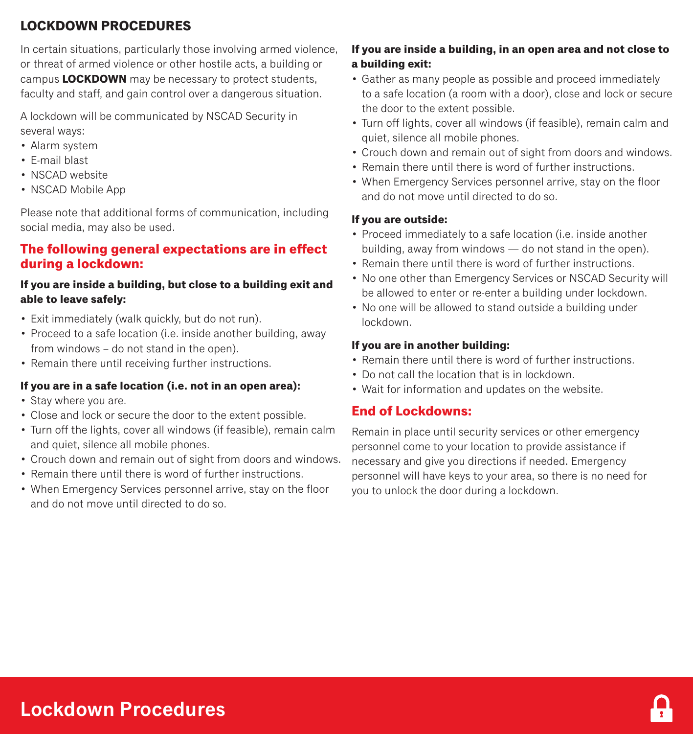## LOCKDOWN PROCEDURES

In certain situations, particularly those involving armed violence, or threat of armed violence or other hostile acts, a building or campus **LOCKDOWN** may be necessary to protect students, faculty and staff, and gain control over a dangerous situation.

A lockdown will be communicated by NSCAD Security in several ways:

- Alarm system
- E-mail blast
- NSCAD website
- NSCAD Mobile App

Please note that additional forms of communication, including social media, may also be used.

### The following general expectations are in effect during a lockdown:

**If you are inside a building, but close to a building exit and able to leave safely:**

- Exit immediately (walk quickly, but do not run).
- Proceed to a safe location (i.e. inside another building, away from windows – do not stand in the open).
- Remain there until receiving further instructions.

**If you are in a safe location (i.e. not in an open area):**

- Stay where you are.
- Close and lock or secure the door to the extent possible.
- Turn off the lights, cover all windows (if feasible), remain calm and quiet, silence all mobile phones.
- Crouch down and remain out of sight from doors and windows.
- Remain there until there is word of further instructions.
- When Emergency Services personnel arrive, stay on the floor and do not move until directed to do so.

**If you are inside a building, in an open area and not close to a building exit:**

- Gather as many people as possible and proceed immediately to a safe location (a room with a door), close and lock or secure the door to the extent possible.
- Turn off lights, cover all windows (if feasible), remain calm and quiet, silence all mobile phones.
- Crouch down and remain out of sight from doors and windows.
- Remain there until there is word of further instructions.
- When Emergency Services personnel arrive, stay on the floor and do not move until directed to do so.

**If you are outside:**

- Proceed immediately to a safe location (i.e. inside another building, away from windows — do not stand in the open).
- Remain there until there is word of further instructions.
- No one other than Emergency Services or NSCAD Security will be allowed to enter or re-enter a building under lockdown.
- No one will be allowed to stand outside a building under lockdown.

**If you are in another building:**

- Remain there until there is word of further instructions.
- Do not call the location that is in lockdown.
- Wait for information and updates on the website.

### End of Lockdowns:

Remain in place until security services or other emergency personnel come to your location to provide assistance if necessary and give you directions if needed. Emergency personnel will have keys to your area, so there is no need for you to unlock the door during a lockdown.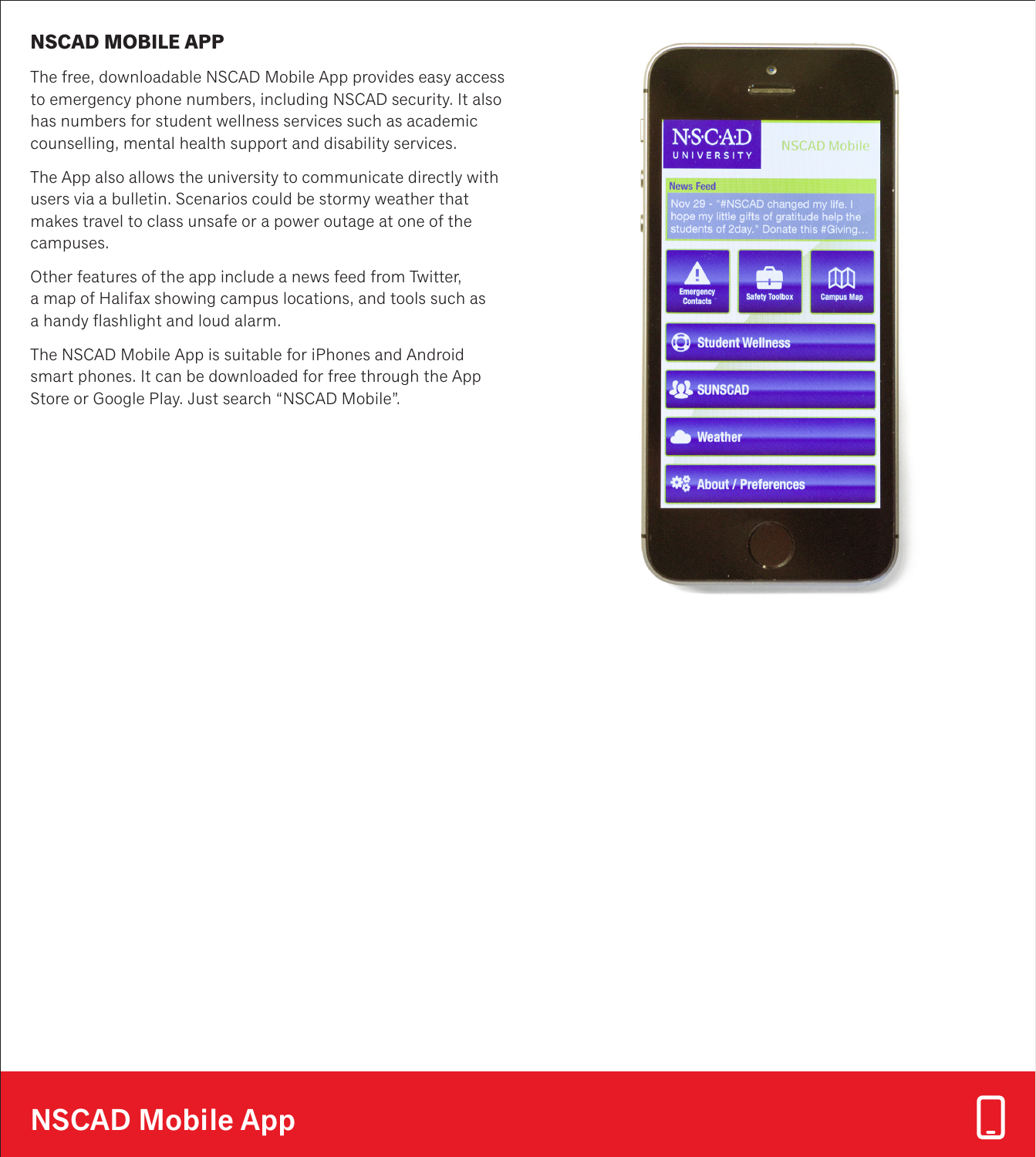## NSCAD MOBILE APP

The free, downloadable NSCAD Mobile App provides easy access to emergency phone numbers, including NSCAD security. It also has numbers for student wellness services such as academic counselling, mental health support and disability services.

The App also allows the university to communicate directly with users via a bulletin. Scenarios could be stormy weather that makes travel to class unsafe or a power outage at one of the campuses.

Other features of the app include a news feed from Twitter, a map of Halifax showing campus locations, and tools such as a handy flashlight and loud alarm.

The NSCAD Mobile App is suitable for iPhones and Android smart phones. It can be downloaded for free through the App Store or Google Play. Just search "NSCAD Mobile".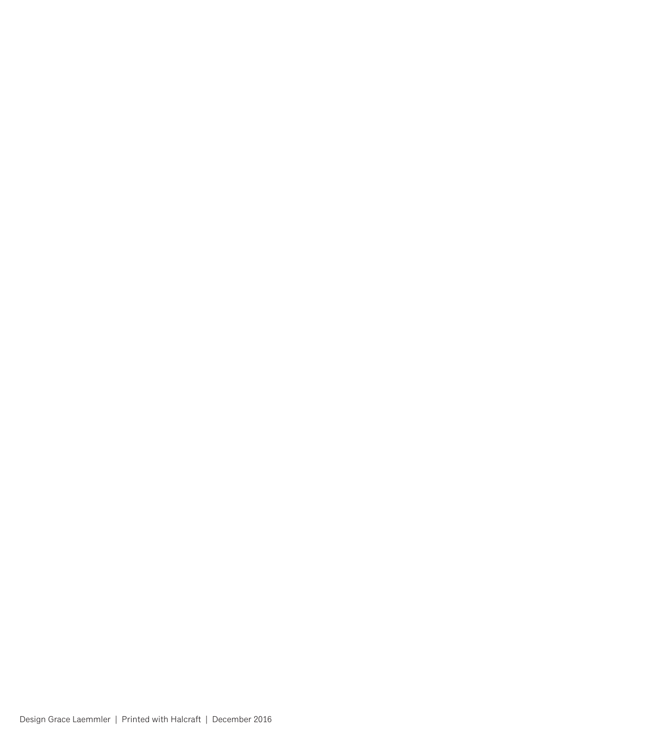Design Grace Laemmler | Printed with Halcraft | December 2016